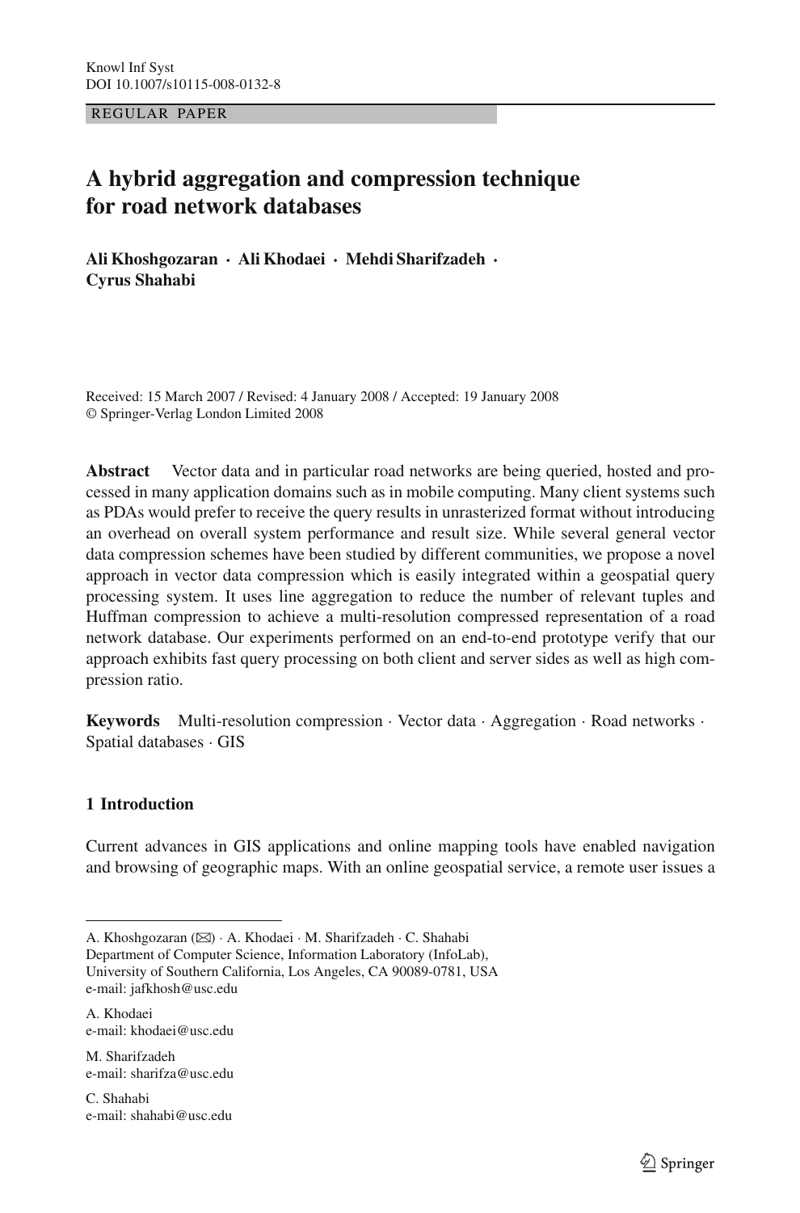Knowl Inf Syst
DOI 10.1007/s10115-008-0132-8

REGULAR PAPER

# A hybrid aggregation and compression technique for road network databases

**Ali Khoshgozaran · Ali Khodaei · Mehdi Sharifzadeh · Cyrus Shahabi**

Received: 15 March 2007 / Revised: 4 January 2008 / Accepted: 19 January 2008
© Springer-Verlag London Limited 2008

**Abstract** Vector data and in particular road networks are being queried, hosted and processed in many application domains such as in mobile computing. Many client systems such as PDAs would prefer to receive the query results in unrasterized format without introducing an overhead on overall system performance and result size. While several general vector data compression schemes have been studied by different communities, we propose a novel approach in vector data compression which is easily integrated within a geospatial query processing system. It uses line aggregation to reduce the number of relevant tuples and Huffman compression to achieve a multi-resolution compressed representation of a road network database. Our experiments performed on an end-to-end prototype verify that our approach exhibits fast query processing on both client and server sides as well as high compression ratio.

**Keywords** Multi-resolution compression · Vector data · Aggregation · Road networks · Spatial databases · GIS

## 1 Introduction

Current advances in GIS applications and online mapping tools have enabled navigation and browsing of geographic maps. With an online geospatial service, a remote user issues a

---

A. Khoshgozaran (✉) · A. Khodaei · M. Sharifzadeh · C. Shahabi
Department of Computer Science, Information Laboratory (InfoLab),
University of Southern California, Los Angeles, CA 90089-0781, USA
e-mail: jafkhosh@usc.edu

A. Khodaei
e-mail: khodaei@usc.edu

M. Sharifzadeh
e-mail: sharifza@usc.edu

C. Shahabi
e-mail: shahabi@usc.edu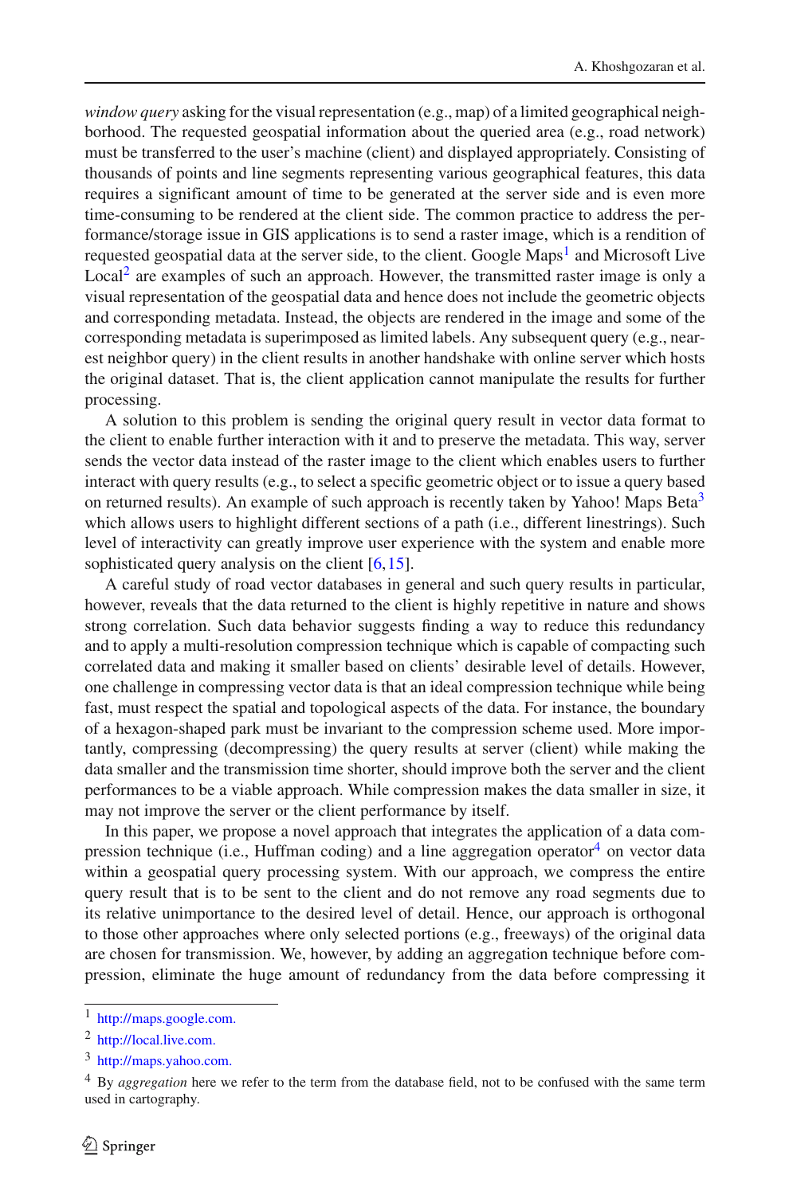*window query* asking for the visual representation (e.g., map) of a limited geographical neighborhood. The requested geospatial information about the queried area (e.g., road network) must be transferred to the user's machine (client) and displayed appropriately. Consisting of thousands of points and line segments representing various geographical features, this data requires a significant amount of time to be generated at the server side and is even more time-consuming to be rendered at the client side. The common practice to address the performance/storage issue in GIS applications is to send a raster image, which is a rendition of requested geospatial data at the server side, to the client. Google Maps[1] and Microsoft Live Local[2] are examples of such an approach. However, the transmitted raster image is only a visual representation of the geospatial data and hence does not include the geometric objects and corresponding metadata. Instead, the objects are rendered in the image and some of the corresponding metadata is superimposed as limited labels. Any subsequent query (e.g., nearest neighbor query) in the client results in another handshake with online server which hosts the original dataset. That is, the client application cannot manipulate the results for further processing.

A solution to this problem is sending the original query result in vector data format to the client to enable further interaction with it and to preserve the metadata. This way, server sends the vector data instead of the raster image to the client which enables users to further interact with query results (e.g., to select a specific geometric object or to issue a query based on returned results). An example of such approach is recently taken by Yahoo! Maps Beta[3] which allows users to highlight different sections of a path (i.e., different linestrings). Such level of interactivity can greatly improve user experience with the system and enable more sophisticated query analysis on the client [6,15].

A careful study of road vector databases in general and such query results in particular, however, reveals that the data returned to the client is highly repetitive in nature and shows strong correlation. Such data behavior suggests finding a way to reduce this redundancy and to apply a multi-resolution compression technique which is capable of compacting such correlated data and making it smaller based on clients' desirable level of details. However, one challenge in compressing vector data is that an ideal compression technique while being fast, must respect the spatial and topological aspects of the data. For instance, the boundary of a hexagon-shaped park must be invariant to the compression scheme used. More importantly, compressing (decompressing) the query results at server (client) while making the data smaller and the transmission time shorter, should improve both the server and the client performances to be a viable approach. While compression makes the data smaller in size, it may not improve the server or the client performance by itself.

In this paper, we propose a novel approach that integrates the application of a data compression technique (i.e., Huffman coding) and a line aggregation operator[4] on vector data within a geospatial query processing system. With our approach, we compress the entire query result that is to be sent to the client and do not remove any road segments due to its relative unimportance to the desired level of detail. Hence, our approach is orthogonal to those other approaches where only selected portions (e.g., freeways) of the original data are chosen for transmission. We, however, by adding an aggregation technique before compression, eliminate the huge amount of redundancy from the data before compressing it

---

[1] http://maps.google.com.

[2] http://local.live.com.

[3] http://maps.yahoo.com.

[4] By *aggregation* here we refer to the term from the database field, not to be confused with the same term used in cartography.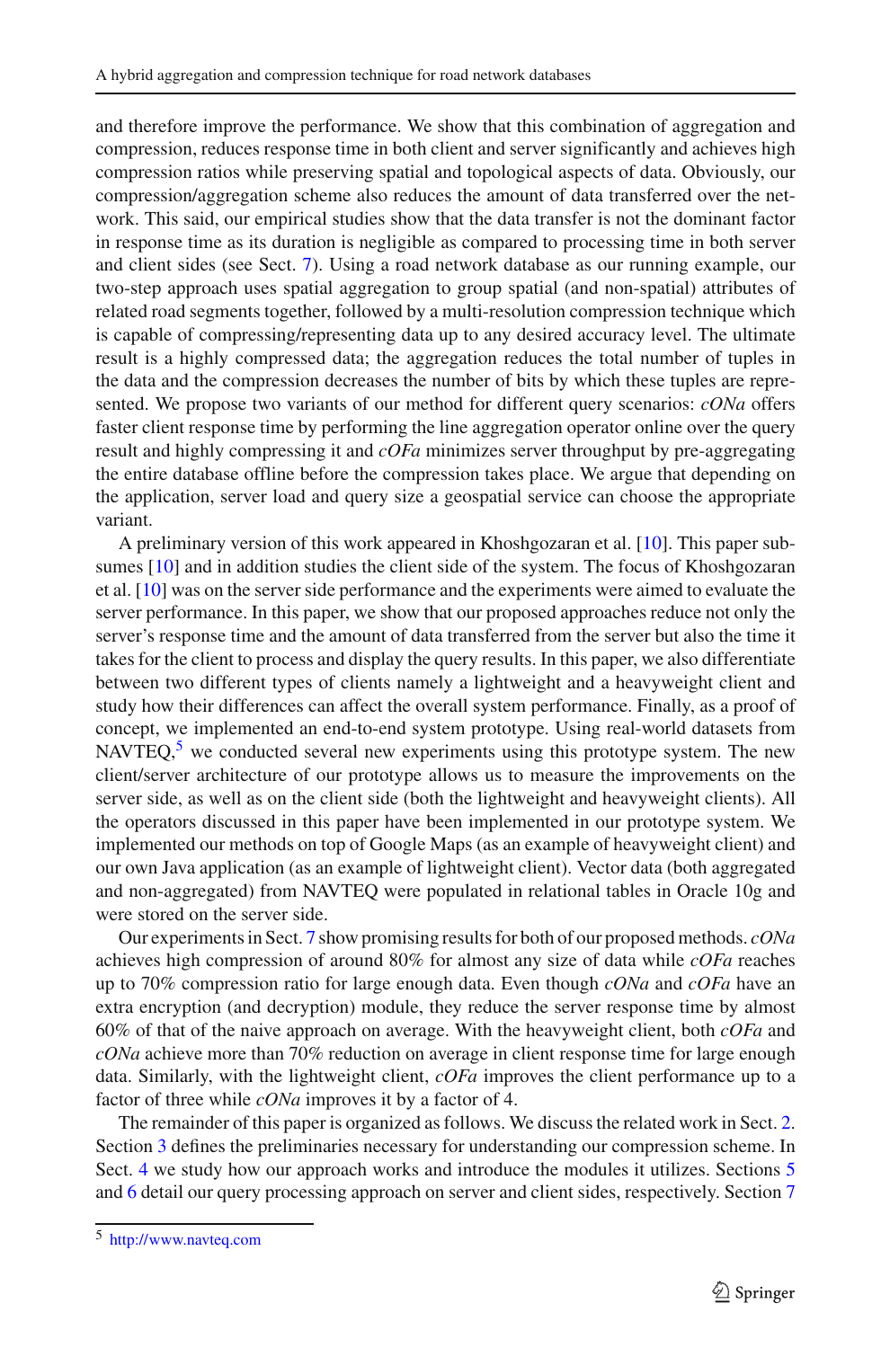and therefore improve the performance. We show that this combination of aggregation and compression, reduces response time in both client and server significantly and achieves high compression ratios while preserving spatial and topological aspects of data. Obviously, our compression/aggregation scheme also reduces the amount of data transferred over the network. This said, our empirical studies show that the data transfer is not the dominant factor in response time as its duration is negligible as compared to processing time in both server and client sides (see Sect. 7). Using a road network database as our running example, our two-step approach uses spatial aggregation to group spatial (and non-spatial) attributes of related road segments together, followed by a multi-resolution compression technique which is capable of compressing/representing data up to any desired accuracy level. The ultimate result is a highly compressed data; the aggregation reduces the total number of tuples in the data and the compression decreases the number of bits by which these tuples are represented. We propose two variants of our method for different query scenarios: *cONa* offers faster client response time by performing the line aggregation operator online over the query result and highly compressing it and *cOFa* minimizes server throughput by pre-aggregating the entire database offline before the compression takes place. We argue that depending on the application, server load and query size a geospatial service can choose the appropriate variant.

A preliminary version of this work appeared in Khoshgozaran et al. [10]. This paper subsumes [10] and in addition studies the client side of the system. The focus of Khoshgozaran et al. [10] was on the server side performance and the experiments were aimed to evaluate the server performance. In this paper, we show that our proposed approaches reduce not only the server's response time and the amount of data transferred from the server but also the time it takes for the client to process and display the query results. In this paper, we also differentiate between two different types of clients namely a lightweight and a heavyweight client and study how their differences can affect the overall system performance. Finally, as a proof of concept, we implemented an end-to-end system prototype. Using real-world datasets from NAVTEQ,[5] we conducted several new experiments using this prototype system. The new client/server architecture of our prototype allows us to measure the improvements on the server side, as well as on the client side (both the lightweight and heavyweight clients). All the operators discussed in this paper have been implemented in our prototype system. We implemented our methods on top of Google Maps (as an example of heavyweight client) and our own Java application (as an example of lightweight client). Vector data (both aggregated and non-aggregated) from NAVTEQ were populated in relational tables in Oracle 10g and were stored on the server side.

Our experiments in Sect. 7 show promising results for both of our proposed methods. *cONa* achieves high compression of around 80% for almost any size of data while *cOFa* reaches up to 70% compression ratio for large enough data. Even though *cONa* and *cOFa* have an extra encryption (and decryption) module, they reduce the server response time by almost 60% of that of the naive approach on average. With the heavyweight client, both *cOFa* and *cONa* achieve more than 70% reduction on average in client response time for large enough data. Similarly, with the lightweight client, *cOFa* improves the client performance up to a factor of three while *cONa* improves it by a factor of 4.

The remainder of this paper is organized as follows. We discuss the related work in Sect. 2. Section 3 defines the preliminaries necessary for understanding our compression scheme. In Sect. 4 we study how our approach works and introduce the modules it utilizes. Sections 5 and 6 detail our query processing approach on server and client sides, respectively. Section 7

[5] http://www.navteq.com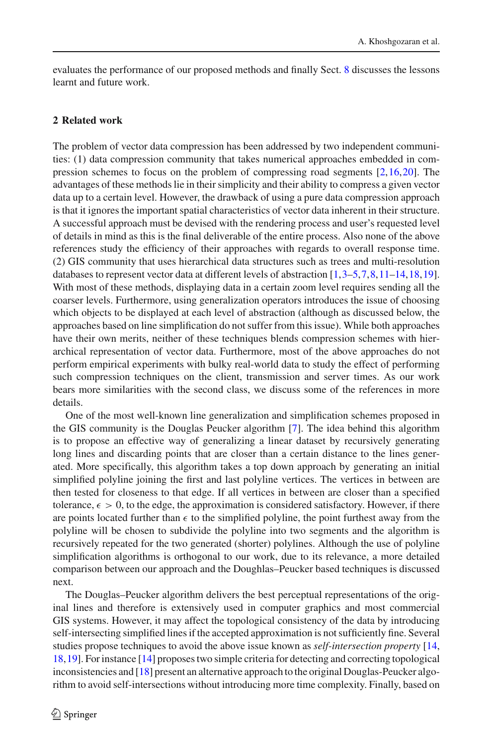evaluates the performance of our proposed methods and finally Sect. 8 discusses the lessons learnt and future work.

## 2 Related work

The problem of vector data compression has been addressed by two independent communities: (1) data compression community that takes numerical approaches embedded in compression schemes to focus on the problem of compressing road segments [2,16,20]. The advantages of these methods lie in their simplicity and their ability to compress a given vector data up to a certain level. However, the drawback of using a pure data compression approach is that it ignores the important spatial characteristics of vector data inherent in their structure. A successful approach must be devised with the rendering process and user's requested level of details in mind as this is the final deliverable of the entire process. Also none of the above references study the efficiency of their approaches with regards to overall response time. (2) GIS community that uses hierarchical data structures such as trees and multi-resolution databases to represent vector data at different levels of abstraction [1,3–5,7,8,11–14,18,19]. With most of these methods, displaying data in a certain zoom level requires sending all the coarser levels. Furthermore, using generalization operators introduces the issue of choosing which objects to be displayed at each level of abstraction (although as discussed below, the approaches based on line simplification do not suffer from this issue). While both approaches have their own merits, neither of these techniques blends compression schemes with hierarchical representation of vector data. Furthermore, most of the above approaches do not perform empirical experiments with bulky real-world data to study the effect of performing such compression techniques on the client, transmission and server times. As our work bears more similarities with the second class, we discuss some of the references in more details.

One of the most well-known line generalization and simplification schemes proposed in the GIS community is the Douglas Peucker algorithm [7]. The idea behind this algorithm is to propose an effective way of generalizing a linear dataset by recursively generating long lines and discarding points that are closer than a certain distance to the lines generated. More specifically, this algorithm takes a top down approach by generating an initial simplified polyline joining the first and last polyline vertices. The vertices in between are then tested for closeness to that edge. If all vertices in between are closer than a specified tolerance, $\epsilon > 0$, to the edge, the approximation is considered satisfactory. However, if there are points located further than $\epsilon$ to the simplified polyline, the point furthest away from the polyline will be chosen to subdivide the polyline into two segments and the algorithm is recursively repeated for the two generated (shorter) polylines. Although the use of polyline simplification algorithms is orthogonal to our work, due to its relevance, a more detailed comparison between our approach and the Doughlas–Peucker based techniques is discussed next.

The Douglas–Peucker algorithm delivers the best perceptual representations of the original lines and therefore is extensively used in computer graphics and most commercial GIS systems. However, it may affect the topological consistency of the data by introducing self-intersecting simplified lines if the accepted approximation is not sufficiently fine. Several studies propose techniques to avoid the above issue known as *self-intersection property* [14, 18,19]. For instance [14] proposes two simple criteria for detecting and correcting topological inconsistencies and [18] present an alternative approach to the original Douglas-Peucker algorithm to avoid self-intersections without introducing more time complexity. Finally, based on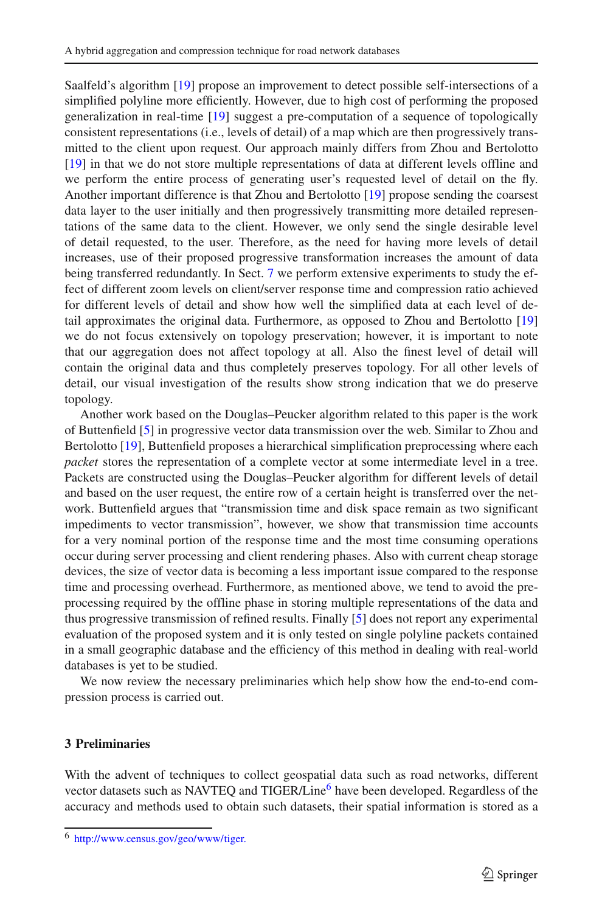Saalfeld's algorithm [19] propose an improvement to detect possible self-intersections of a simplified polyline more efficiently. However, due to high cost of performing the proposed generalization in real-time [19] suggest a pre-computation of a sequence of topologically consistent representations (i.e., levels of detail) of a map which are then progressively transmitted to the client upon request. Our approach mainly differs from Zhou and Bertolotto [19] in that we do not store multiple representations of data at different levels offline and we perform the entire process of generating user's requested level of detail on the fly. Another important difference is that Zhou and Bertolotto [19] propose sending the coarsest data layer to the user initially and then progressively transmitting more detailed representations of the same data to the client. However, we only send the single desirable level of detail requested, to the user. Therefore, as the need for having more levels of detail increases, use of their proposed progressive transformation increases the amount of data being transferred redundantly. In Sect. 7 we perform extensive experiments to study the effect of different zoom levels on client/server response time and compression ratio achieved for different levels of detail and show how well the simplified data at each level of detail approximates the original data. Furthermore, as opposed to Zhou and Bertolotto [19] we do not focus extensively on topology preservation; however, it is important to note that our aggregation does not affect topology at all. Also the finest level of detail will contain the original data and thus completely preserves topology. For all other levels of detail, our visual investigation of the results show strong indication that we do preserve topology.

Another work based on the Douglas–Peucker algorithm related to this paper is the work of Buttenfield [5] in progressive vector data transmission over the web. Similar to Zhou and Bertolotto [19], Buttenfield proposes a hierarchical simplification preprocessing where each *packet* stores the representation of a complete vector at some intermediate level in a tree. Packets are constructed using the Douglas–Peucker algorithm for different levels of detail and based on the user request, the entire row of a certain height is transferred over the network. Buttenfield argues that "transmission time and disk space remain as two significant impediments to vector transmission", however, we show that transmission time accounts for a very nominal portion of the response time and the most time consuming operations occur during server processing and client rendering phases. Also with current cheap storage devices, the size of vector data is becoming a less important issue compared to the response time and processing overhead. Furthermore, as mentioned above, we tend to avoid the preprocessing required by the offline phase in storing multiple representations of the data and thus progressive transmission of refined results. Finally [5] does not report any experimental evaluation of the proposed system and it is only tested on single polyline packets contained in a small geographic database and the efficiency of this method in dealing with real-world databases is yet to be studied.

We now review the necessary preliminaries which help show how the end-to-end compression process is carried out.

## 3 Preliminaries

With the advent of techniques to collect geospatial data such as road networks, different vector datasets such as NAVTEQ and TIGER/Line[6] have been developed. Regardless of the accuracy and methods used to obtain such datasets, their spatial information is stored as a

[6] http://www.census.gov/geo/www/tiger.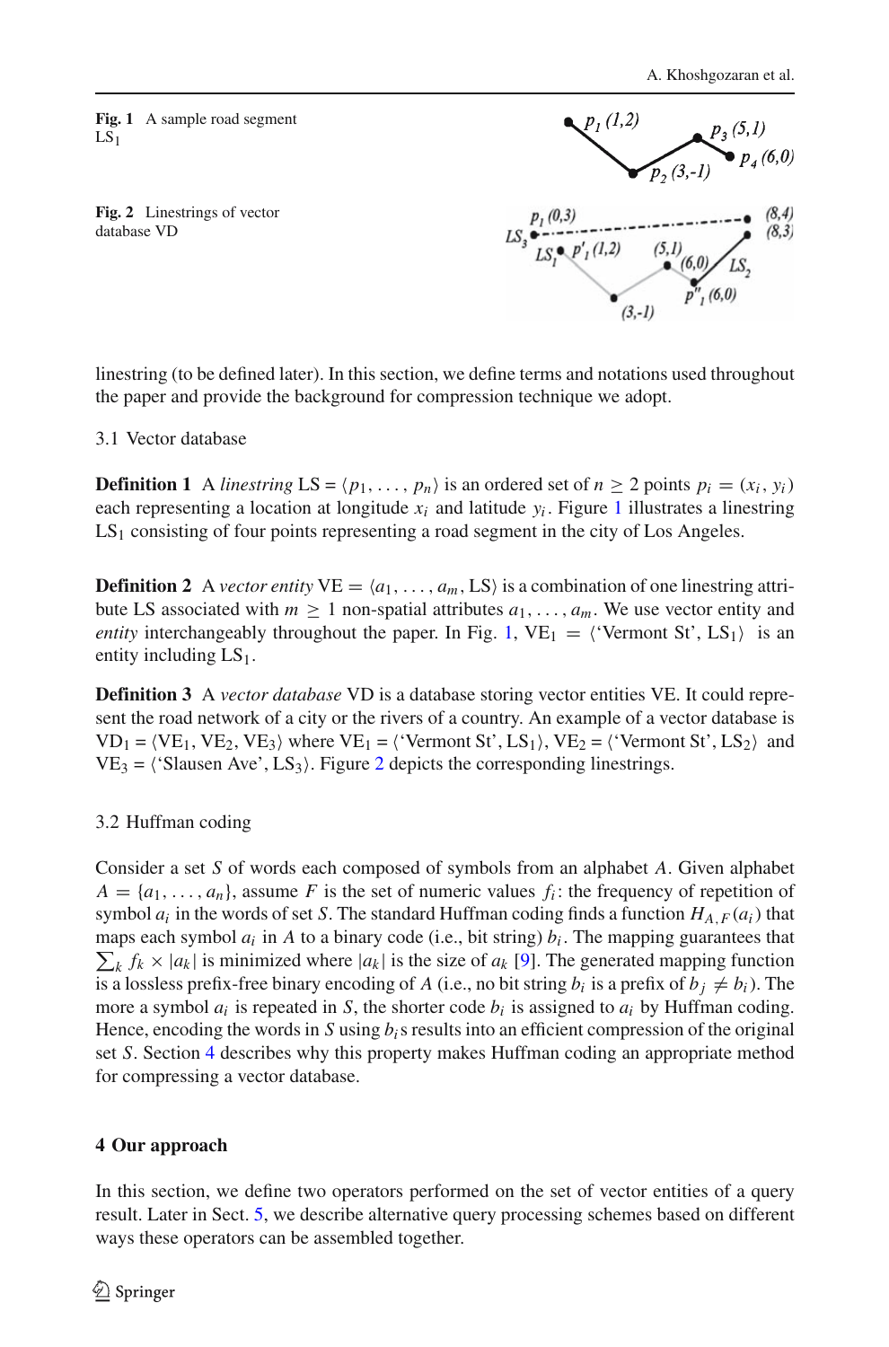Fig. 1 A sample road segment $LS_1$

Fig. 2 Linestrings of vector database VD

linestring (to be defined later). In this section, we define terms and notations used throughout the paper and provide the background for compression technique we adopt.

### 3.1 Vector database

**Definition 1** A *linestring* LS = $\langle p_1, \ldots, p_n \rangle$ is an ordered set of $n \geq 2$ points $p_i = (x_i, y_i)$ each representing a location at longitude $x_i$ and latitude $y_i$. Figure 1 illustrates a linestring $LS_1$ consisting of four points representing a road segment in the city of Los Angeles.

**Definition 2** A *vector entity* VE = $\langle a_1, \ldots, a_m, \text{LS} \rangle$ is a combination of one linestring attribute LS associated with $m \geq 1$ non-spatial attributes $a_1, \ldots, a_m$. We use vector entity and *entity* interchangeably throughout the paper. In Fig. 1, $VE_1 = \langle$'Vermont St', $LS_1\rangle$ is an entity including $LS_1$.

**Definition 3** A *vector database* VD is a database storing vector entities VE. It could represent the road network of a city or the rivers of a country. An example of a vector database is $VD_1 = \langle VE_1, VE_2, VE_3 \rangle$ where $VE_1 = \langle$'Vermont St', $LS_1\rangle$, $VE_2 = \langle$'Vermont St', $LS_2\rangle$ and $VE_3 = \langle$'Slausen Ave', $LS_3\rangle$. Figure 2 depicts the corresponding linestrings.

### 3.2 Huffman coding

Consider a set $S$ of words each composed of symbols from an alphabet $A$. Given alphabet $A = \{a_1, \ldots, a_n\}$, assume $F$ is the set of numeric values $f_i$: the frequency of repetition of symbol $a_i$ in the words of set $S$. The standard Huffman coding finds a function $H_{A,F}(a_i)$ that maps each symbol $a_i$ in $A$ to a binary code (i.e., bit string) $b_i$. The mapping guarantees that $\sum_k f_k \times |a_k|$ is minimized where $|a_k|$ is the size of $a_k$ [9]. The generated mapping function is a lossless prefix-free binary encoding of $A$ (i.e., no bit string $b_i$ is a prefix of $b_j \neq b_i$). The more a symbol $a_i$ is repeated in $S$, the shorter code $b_i$ is assigned to $a_i$ by Huffman coding. Hence, encoding the words in $S$ using $b_i$s results into an efficient compression of the original set $S$. Section 4 describes why this property makes Huffman coding an appropriate method for compressing a vector database.

## 4 Our approach

In this section, we define two operators performed on the set of vector entities of a query result. Later in Sect. 5, we describe alternative query processing schemes based on different ways these operators can be assembled together.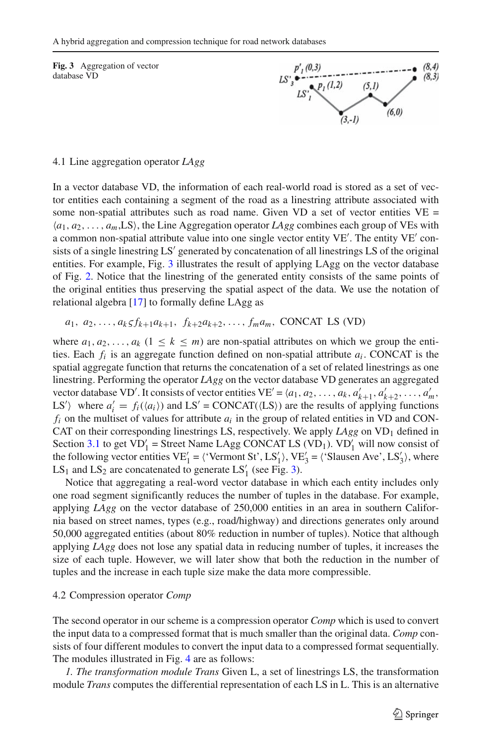**Fig. 3** Aggregation of vector database VD

### 4.1 Line aggregation operator *LAgg*

In a vector database VD, the information of each real-world road is stored as a set of vector entities each containing a segment of the road as a linestring attribute associated with some non-spatial attributes such as road name. Given VD a set of vector entities VE = $\langle a_1, a_2, \ldots, a_m, \text{LS} \rangle$, the Line Aggregation operator *LAgg* combines each group of VEs with a common non-spatial attribute value into one single vector entity VE$'$. The entity VE$'$ consists of a single linestring LS$'$ generated by concatenation of all linestrings LS of the original entities. For example, Fig. 3 illustrates the result of applying LAgg on the vector database of Fig. 2. Notice that the linestring of the generated entity consists of the same points of the original entities thus preserving the spatial aspect of the data. We use the notation of relational algebra [17] to formally define LAgg as

$$a_1,\ a_2, \ldots, a_k \varsigma f_{k+1} a_{k+1},\ f_{k+2} a_{k+2}, \ldots, f_m a_m,\ \text{CONCAT LS (VD)}$$

where $a_1, a_2, \ldots, a_k$ $(1 \le k \le m)$ are non-spatial attributes on which we group the entities. Each $f_i$ is an aggregate function defined on non-spatial attribute $a_i$. CONCAT is the spatial aggregate function that returns the concatenation of a set of related linestrings as one linestring. Performing the operator *LAgg* on the vector database VD generates an aggregated vector database VD$'$. It consists of vector entities VE$'$ = $\langle a_1, a_2, \ldots, a_k, a'_{k+1}, a'_{k+2}, \ldots, a'_m, \text{LS}' \rangle$ where $a'_i = f_i(\langle a_i \rangle)$ and LS$'$ = CONCAT($\langle$LS$\rangle$) are the results of applying functions $f_i$ on the multiset of values for attribute $a_i$ in the group of related entities in VD and CONCAT on their corresponding linestrings LS, respectively. We apply *LAgg* on VD$_1$ defined in Section 3.1 to get VD$'_1$ = Street Name LAgg CONCAT LS (VD$_1$). VD$'_1$ will now consist of the following vector entities VE$'_1$ = $\langle$'Vermont St', LS$'_1\rangle$, VE$'_3$ = $\langle$'Slausen Ave', LS$'_3\rangle$, where LS$_1$ and LS$_2$ are concatenated to generate LS$'_1$ (see Fig. 3).

Notice that aggregating a real-word vector database in which each entity includes only one road segment significantly reduces the number of tuples in the database. For example, applying *LAgg* on the vector database of 250,000 entities in an area in southern California based on street names, types (e.g., road/highway) and directions generates only around 50,000 aggregated entities (about 80% reduction in number of tuples). Notice that although applying *LAgg* does not lose any spatial data in reducing number of tuples, it increases the size of each tuple. However, we will later show that both the reduction in the number of tuples and the increase in each tuple size make the data more compressible.

### 4.2 Compression operator *Comp*

The second operator in our scheme is a compression operator *Comp* which is used to convert the input data to a compressed format that is much smaller than the original data. *Comp* consists of four different modules to convert the input data to a compressed format sequentially. The modules illustrated in Fig. 4 are as follows:

*1. The transformation module Trans* Given L, a set of linestrings LS, the transformation module *Trans* computes the differential representation of each LS in L. This is an alternative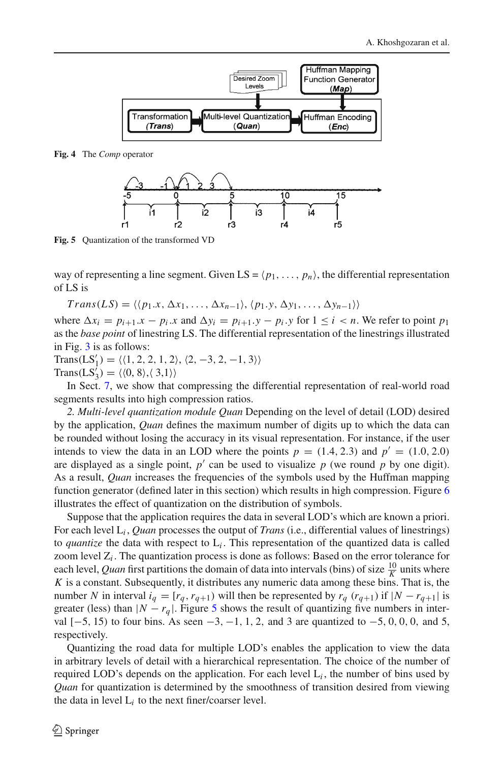Fig. 4 The *Comp* operator

Fig. 5 Quantization of the transformed VD

way of representing a line segment. Given LS = $\langle p_1, \ldots, p_n \rangle$, the differential representation of LS is

$$Trans(LS) = \langle\langle p_1.x, \Delta x_1, \ldots, \Delta x_{n-1}\rangle, \langle p_1.y, \Delta y_1, \ldots, \Delta y_{n-1}\rangle\rangle$$

where $\Delta x_i = p_{i+1}.x - p_i.x$ and $\Delta y_i = p_{i+1}.y - p_i.y$ for $1 \leq i < n$. We refer to point $p_1$ as the *base point* of linestring LS. The differential representation of the linestrings illustrated in Fig. 3 is as follows:

Trans($LS'_1$) = $\langle\langle 1, 2, 2, 1, 2\rangle, \langle 2, -3, 2, -1, 3\rangle\rangle$
Trans($LS'_3$) = $\langle\langle 0, 8\rangle, \langle 3,1\rangle\rangle$

In Sect. 7, we show that compressing the differential representation of real-world road segments results into high compression ratios.

*2. Multi-level quantization module Quan* Depending on the level of detail (LOD) desired by the application, *Quan* defines the maximum number of digits up to which the data can be rounded without losing the accuracy in its visual representation. For instance, if the user intends to view the data in an LOD where the points $p = (1.4, 2.3)$ and $p' = (1.0, 2.0)$ are displayed as a single point, $p'$ can be used to visualize $p$ (we round $p$ by one digit). As a result, *Quan* increases the frequencies of the symbols used by the Huffman mapping function generator (defined later in this section) which results in high compression. Figure 6 illustrates the effect of quantization on the distribution of symbols.

Suppose that the application requires the data in several LOD's which are known a priori. For each level $L_i$, *Quan* processes the output of *Trans* (i.e., differential values of linestrings) to *quantize* the data with respect to $L_i$. This representation of the quantized data is called zoom level $Z_i$. The quantization process is done as follows: Based on the error tolerance for each level, *Quan* first partitions the domain of data into intervals (bins) of size $\frac{10}{K}$ units where $K$ is a constant. Subsequently, it distributes any numeric data among these bins. That is, the number $N$ in interval $i_q = [r_q, r_{q+1})$ will then be represented by $r_q$ ($r_{q+1}$) if $|N - r_{q+1}|$ is greater (less) than $|N - r_q|$. Figure 5 shows the result of quantizing five numbers in interval $[-5, 15)$ to four bins. As seen $-3, -1, 1, 2$, and $3$ are quantized to $-5, 0, 0, 0$, and $5$, respectively.

Quantizing the road data for multiple LOD's enables the application to view the data in arbitrary levels of detail with a hierarchical representation. The choice of the number of required LOD's depends on the application. For each level $L_i$, the number of bins used by *Quan* for quantization is determined by the smoothness of transition desired from viewing the data in level $L_i$ to the next finer/coarser level.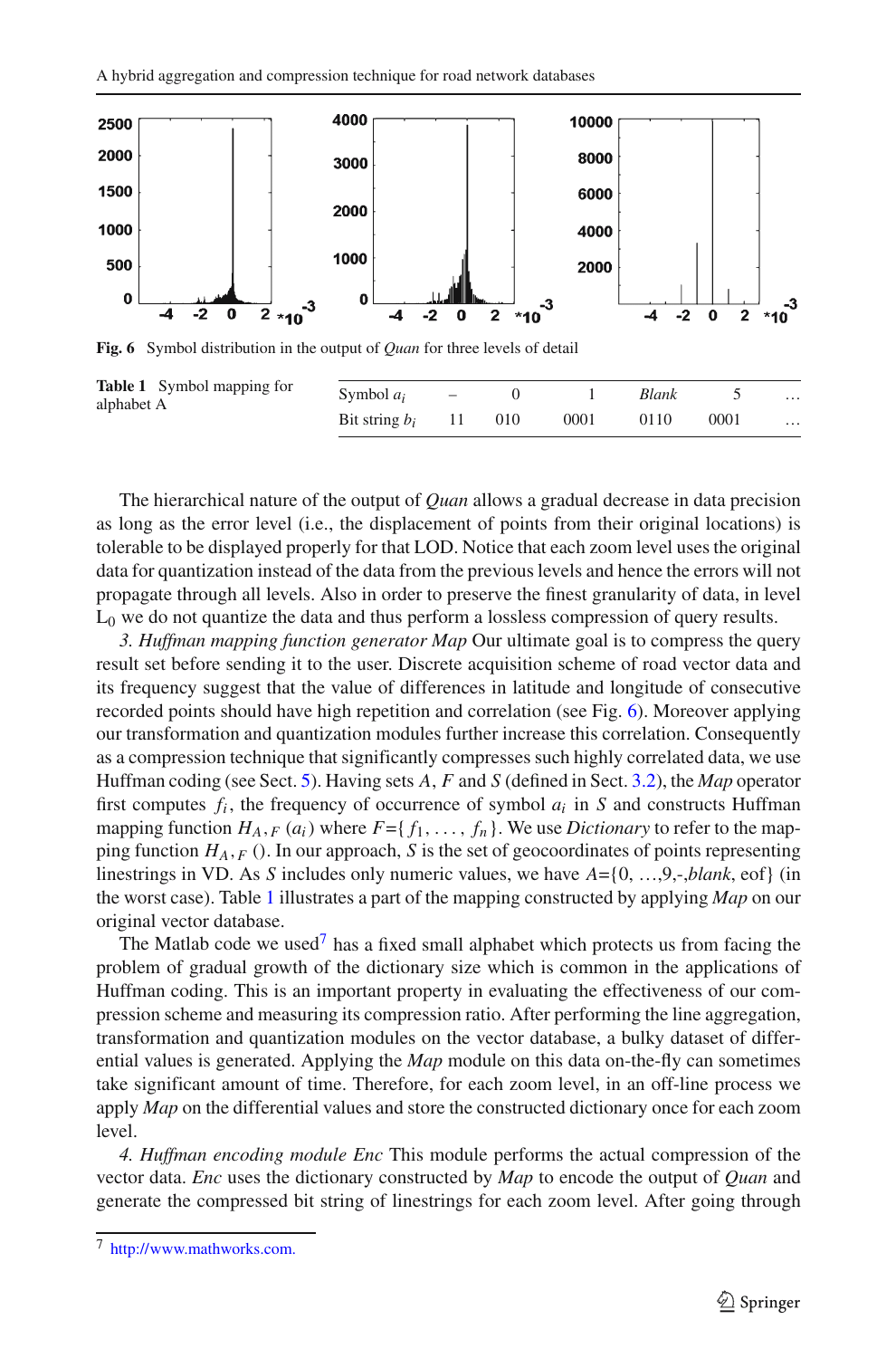Fig. 6 Symbol distribution in the output of *Quan* for three levels of detail

Table 1 Symbol mapping for alphabet A

| Symbol $a_i$ | – | 0 | 1 | *Blank* | 5 | … |
|---|---|---|---|---|---|---|
| Bit string $b_i$ | 11 | 010 | 0001 | 0110 | 0001 | … |

The hierarchical nature of the output of *Quan* allows a gradual decrease in data precision as long as the error level (i.e., the displacement of points from their original locations) is tolerable to be displayed properly for that LOD. Notice that each zoom level uses the original data for quantization instead of the data from the previous levels and hence the errors will not propagate through all levels. Also in order to preserve the finest granularity of data, in level $L_0$ we do not quantize the data and thus perform a lossless compression of query results.

*3. Huffman mapping function generator Map* Our ultimate goal is to compress the query result set before sending it to the user. Discrete acquisition scheme of road vector data and its frequency suggest that the value of differences in latitude and longitude of consecutive recorded points should have high repetition and correlation (see Fig. 6). Moreover applying our transformation and quantization modules further increase this correlation. Consequently as a compression technique that significantly compresses such highly correlated data, we use Huffman coding (see Sect. 5). Having sets $A$, $F$ and $S$ (defined in Sect. 3.2), the *Map* operator first computes $f_i$, the frequency of occurrence of symbol $a_i$ in $S$ and constructs Huffman mapping function $H_{A,F}(a_i)$ where $F$={$f_1, \ldots, f_n$}. We use *Dictionary* to refer to the mapping function $H_{A,F}()$. In our approach, $S$ is the set of geocoordinates of points representing linestrings in VD. As $S$ includes only numeric values, we have $A$={0, …,9,-,*blank*, eof} (in the worst case). Table 1 illustrates a part of the mapping constructed by applying *Map* on our original vector database.

The Matlab code we used[7] has a fixed small alphabet which protects us from facing the problem of gradual growth of the dictionary size which is common in the applications of Huffman coding. This is an important property in evaluating the effectiveness of our compression scheme and measuring its compression ratio. After performing the line aggregation, transformation and quantization modules on the vector database, a bulky dataset of differential values is generated. Applying the *Map* module on this data on-the-fly can sometimes take significant amount of time. Therefore, for each zoom level, in an off-line process we apply *Map* on the differential values and store the constructed dictionary once for each zoom level.

*4. Huffman encoding module Enc* This module performs the actual compression of the vector data. *Enc* uses the dictionary constructed by *Map* to encode the output of *Quan* and generate the compressed bit string of linestrings for each zoom level. After going through

[7] http://www.mathworks.com.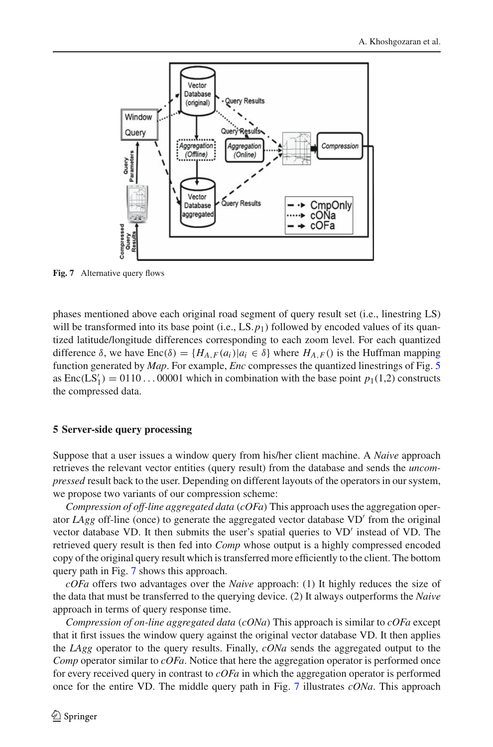Fig. 7 Alternative query flows

phases mentioned above each original road segment of query result set (i.e., linestring LS) will be transformed into its base point (i.e., LS.$p_1$) followed by encoded values of its quantized latitude/longitude differences corresponding to each zoom level. For each quantized difference $\delta$, we have $\text{Enc}(\delta) = \{H_{A,F}(a_i) | a_i \in \delta\}$ where $H_{A,F}()$ is the Huffman mapping function generated by *Map*. For example, *Enc* compresses the quantized linestrings of Fig. 5 as $\text{Enc}(\text{LS}'_1) = 0110\ldots00001$ which in combination with the base point $p_1(1,2)$ constructs the compressed data.

## 5 Server-side query processing

Suppose that a user issues a window query from his/her client machine. A *Naive* approach retrieves the relevant vector entities (query result) from the database and sends the *uncompressed* result back to the user. Depending on different layouts of the operators in our system, we propose two variants of our compression scheme:

*Compression of off-line aggregated data* (*cOFa*) This approach uses the aggregation operator *LAgg* off-line (once) to generate the aggregated vector database VD′ from the original vector database VD. It then submits the user's spatial queries to VD′ instead of VD. The retrieved query result is then fed into *Comp* whose output is a highly compressed encoded copy of the original query result which is transferred more efficiently to the client. The bottom query path in Fig. 7 shows this approach.

*cOFa* offers two advantages over the *Naive* approach: (1) It highly reduces the size of the data that must be transferred to the querying device. (2) It always outperforms the *Naive* approach in terms of query response time.

*Compression of on-line aggregated data* (*cONa*) This approach is similar to *cOFa* except that it first issues the window query against the original vector database VD. It then applies the *LAgg* operator to the query results. Finally, *cONa* sends the aggregated output to the *Comp* operator similar to *cOFa*. Notice that here the aggregation operator is performed once for every received query in contrast to *cOFa* in which the aggregation operator is performed once for the entire VD. The middle query path in Fig. 7 illustrates *cONa*. This approach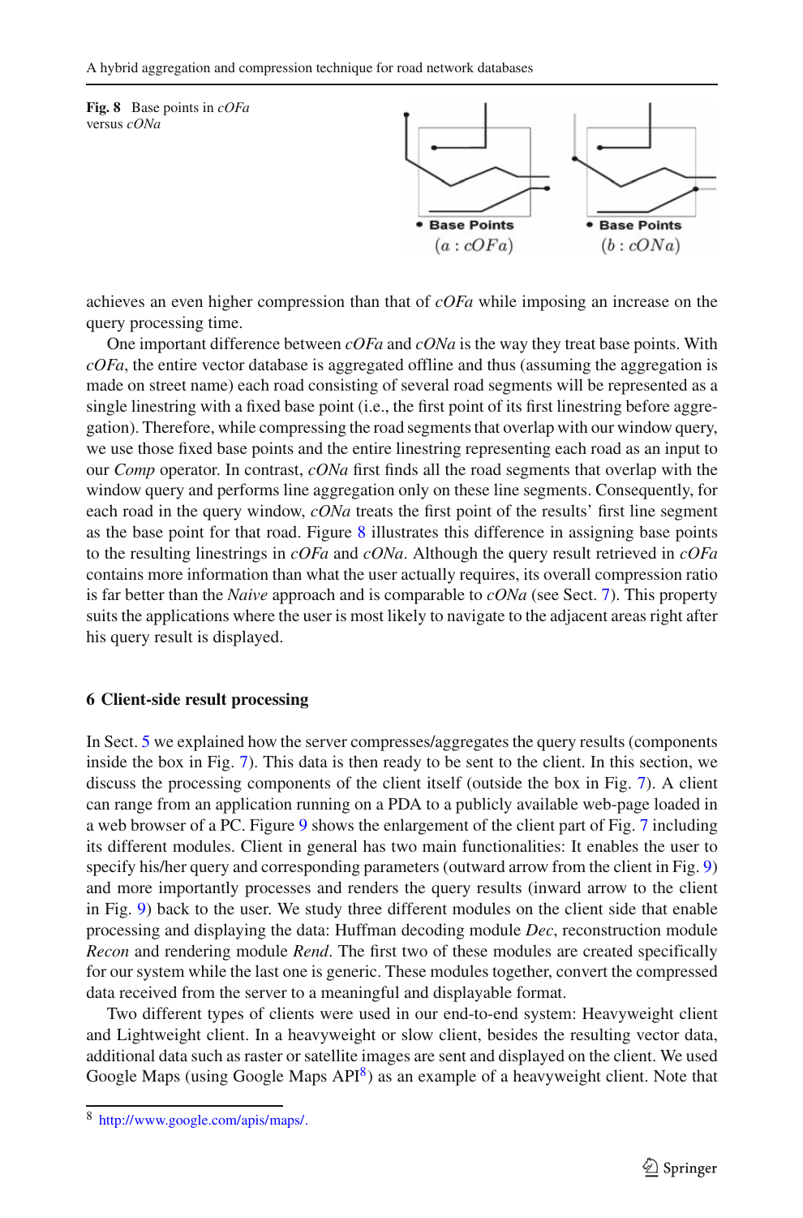**Fig. 8** Base points in *cOFa* versus *cONa*

achieves an even higher compression than that of *cOFa* while imposing an increase on the query processing time.

One important difference between *cOFa* and *cONa* is the way they treat base points. With *cOFa*, the entire vector database is aggregated offline and thus (assuming the aggregation is made on street name) each road consisting of several road segments will be represented as a single linestring with a fixed base point (i.e., the first point of its first linestring before aggregation). Therefore, while compressing the road segments that overlap with our window query, we use those fixed base points and the entire linestring representing each road as an input to our *Comp* operator. In contrast, *cONa* first finds all the road segments that overlap with the window query and performs line aggregation only on these line segments. Consequently, for each road in the query window, *cONa* treats the first point of the results' first line segment as the base point for that road. Figure 8 illustrates this difference in assigning base points to the resulting linestrings in *cOFa* and *cONa*. Although the query result retrieved in *cOFa* contains more information than what the user actually requires, its overall compression ratio is far better than the *Naive* approach and is comparable to *cONa* (see Sect. 7). This property suits the applications where the user is most likely to navigate to the adjacent areas right after his query result is displayed.

## 6 Client-side result processing

In Sect. 5 we explained how the server compresses/aggregates the query results (components inside the box in Fig. 7). This data is then ready to be sent to the client. In this section, we discuss the processing components of the client itself (outside the box in Fig. 7). A client can range from an application running on a PDA to a publicly available web-page loaded in a web browser of a PC. Figure 9 shows the enlargement of the client part of Fig. 7 including its different modules. Client in general has two main functionalities: It enables the user to specify his/her query and corresponding parameters (outward arrow from the client in Fig. 9) and more importantly processes and renders the query results (inward arrow to the client in Fig. 9) back to the user. We study three different modules on the client side that enable processing and displaying the data: Huffman decoding module *Dec*, reconstruction module *Recon* and rendering module *Rend*. The first two of these modules are created specifically for our system while the last one is generic. These modules together, convert the compressed data received from the server to a meaningful and displayable format.

Two different types of clients were used in our end-to-end system: Heavyweight client and Lightweight client. In a heavyweight or slow client, besides the resulting vector data, additional data such as raster or satellite images are sent and displayed on the client. We used Google Maps (using Google Maps API[8]) as an example of a heavyweight client. Note that

[8] http://www.google.com/apis/maps/.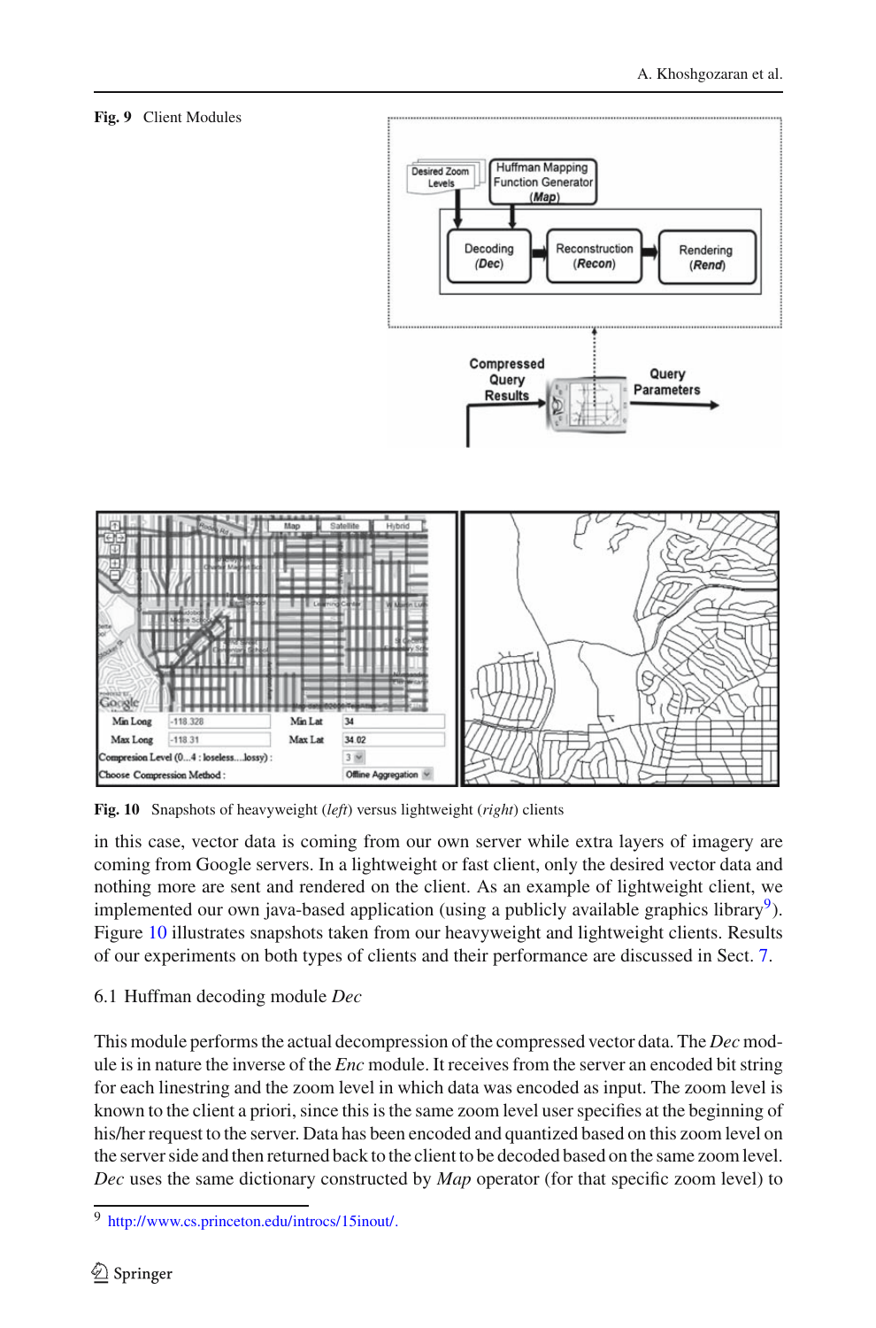**Fig. 9** Client Modules

**Fig. 10** Snapshots of heavyweight (*left*) versus lightweight (*right*) clients

in this case, vector data is coming from our own server while extra layers of imagery are coming from Google servers. In a lightweight or fast client, only the desired vector data and nothing more are sent and rendered on the client. As an example of lightweight client, we implemented our own java-based application (using a publicly available graphics library[9]). Figure 10 illustrates snapshots taken from our heavyweight and lightweight clients. Results of our experiments on both types of clients and their performance are discussed in Sect. 7.

### 6.1 Huffman decoding module *Dec*

This module performs the actual decompression of the compressed vector data. The *Dec* module is in nature the inverse of the *Enc* module. It receives from the server an encoded bit string for each linestring and the zoom level in which data was encoded as input. The zoom level is known to the client a priori, since this is the same zoom level user specifies at the beginning of his/her request to the server. Data has been encoded and quantized based on this zoom level on the server side and then returned back to the client to be decoded based on the same zoom level. *Dec* uses the same dictionary constructed by *Map* operator (for that specific zoom level) to

[9] http://www.cs.princeton.edu/introcs/15inout/.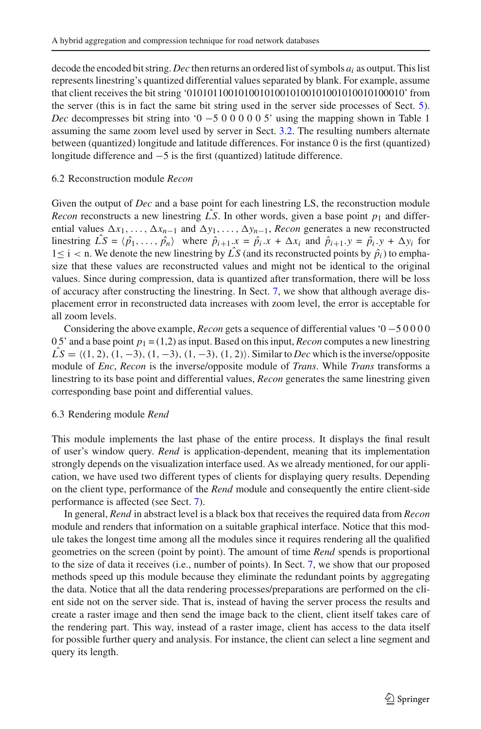decode the encoded bit string. *Dec* then returns an ordered list of symbols $a_i$ as output. This list represents linestring's quantized differential values separated by blank. For example, assume that client receives the bit string '01010110010100101001010010100101001010010100010' from the server (this is in fact the same bit string used in the server side processes of Sect. 5). *Dec* decompresses bit string into '0 −5 0 0 0 0 0 5' using the mapping shown in Table 1 assuming the same zoom level used by server in Sect. 3.2. The resulting numbers alternate between (quantized) longitude and latitude differences. For instance 0 is the first (quantized) longitude difference and −5 is the first (quantized) latitude difference.

## 6.2 Reconstruction module *Recon*

Given the output of *Dec* and a base point for each linestring LS, the reconstruction module *Recon* reconstructs a new linestring $\hat{LS}$. In other words, given a base point $p_1$ and differential values $\Delta x_1, \ldots, \Delta x_{n-1}$ and $\Delta y_1, \ldots, \Delta y_{n-1}$, *Recon* generates a new reconstructed linestring $\hat{LS} = \langle \hat{p}_1, \ldots, \hat{p}_n \rangle$ where $\hat{p}_{i+1}.x = \hat{p}_i.x + \Delta x_i$ and $\hat{p}_{i+1}.y = \hat{p}_i.y + \Delta y_i$ for $1 \leq i < n$. We denote the new linestring by $\hat{LS}$ (and its reconstructed points by $\hat{p}_i$) to emphasize that these values are reconstructed values and might not be identical to the original values. Since during compression, data is quantized after transformation, there will be loss of accuracy after constructing the linestring. In Sect. 7, we show that although average displacement error in reconstructed data increases with zoom level, the error is acceptable for all zoom levels.

Considering the above example, *Recon* gets a sequence of differential values '0 −5 0 0 0 0 0 5' and a base point $p_1 = (1,2)$ as input. Based on this input, *Recon* computes a new linestring $\hat{LS} = \langle (1, 2), (1, -3), (1, -3), (1, -3), (1, 2) \rangle$. Similar to *Dec* which is the inverse/opposite module of *Enc*, *Recon* is the inverse/opposite module of *Trans*. While *Trans* transforms a linestring to its base point and differential values, *Recon* generates the same linestring given corresponding base point and differential values.

## 6.3 Rendering module *Rend*

This module implements the last phase of the entire process. It displays the final result of user's window query. *Rend* is application-dependent, meaning that its implementation strongly depends on the visualization interface used. As we already mentioned, for our application, we have used two different types of clients for displaying query results. Depending on the client type, performance of the *Rend* module and consequently the entire client-side performance is affected (see Sect. 7).

In general, *Rend* in abstract level is a black box that receives the required data from *Recon* module and renders that information on a suitable graphical interface. Notice that this module takes the longest time among all the modules since it requires rendering all the qualified geometries on the screen (point by point). The amount of time *Rend* spends is proportional to the size of data it receives (i.e., number of points). In Sect. 7, we show that our proposed methods speed up this module because they eliminate the redundant points by aggregating the data. Notice that all the data rendering processes/preparations are performed on the client side not on the server side. That is, instead of having the server process the results and create a raster image and then send the image back to the client, client itself takes care of the rendering part. This way, instead of a raster image, client has access to the data itself for possible further query and analysis. For instance, the client can select a line segment and query its length.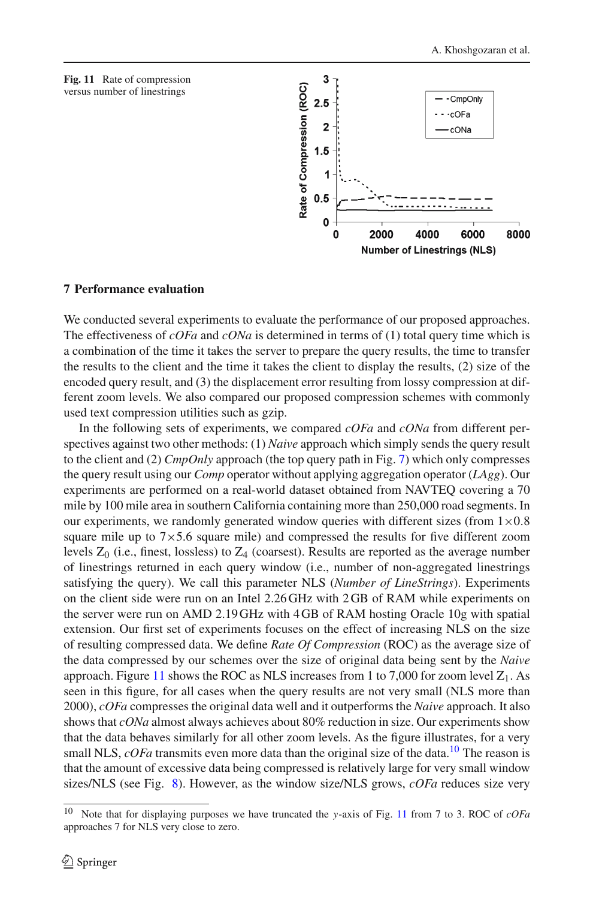**Fig. 11** Rate of compression versus number of linestrings

## 7 Performance evaluation

We conducted several experiments to evaluate the performance of our proposed approaches. The effectiveness of *cOFa* and *cONa* is determined in terms of (1) total query time which is a combination of the time it takes the server to prepare the query results, the time to transfer the results to the client and the time it takes the client to display the results, (2) size of the encoded query result, and (3) the displacement error resulting from lossy compression at different zoom levels. We also compared our proposed compression schemes with commonly used text compression utilities such as gzip.

In the following sets of experiments, we compared *cOFa* and *cONa* from different perspectives against two other methods: (1) *Naive* approach which simply sends the query result to the client and (2) *CmpOnly* approach (the top query path in Fig. 7) which only compresses the query result using our *Comp* operator without applying aggregation operator (*LAgg*). Our experiments are performed on a real-world dataset obtained from NAVTEQ covering a 70 mile by 100 mile area in southern California containing more than 250,000 road segments. In our experiments, we randomly generated window queries with different sizes (from $1\times0.8$ square mile up to $7\times5.6$ square mile) and compressed the results for five different zoom levels $Z_0$ (i.e., finest, lossless) to $Z_4$ (coarsest). Results are reported as the average number of linestrings returned in each query window (i.e., number of non-aggregated linestrings satisfying the query). We call this parameter NLS (*Number of LineStrings*). Experiments on the client side were run on an Intel 2.26 GHz with 2 GB of RAM while experiments on the server were run on AMD 2.19 GHz with 4 GB of RAM hosting Oracle 10g with spatial extension. Our first set of experiments focuses on the effect of increasing NLS on the size of resulting compressed data. We define *Rate Of Compression* (ROC) as the average size of the data compressed by our schemes over the size of original data being sent by the *Naive* approach. Figure 11 shows the ROC as NLS increases from 1 to 7,000 for zoom level $Z_1$. As seen in this figure, for all cases when the query results are not very small (NLS more than 2000), *cOFa* compresses the original data well and it outperforms the *Naive* approach. It also shows that *cONa* almost always achieves about 80% reduction in size. Our experiments show that the data behaves similarly for all other zoom levels. As the figure illustrates, for a very small NLS, *cOFa* transmits even more data than the original size of the data.[10] The reason is that the amount of excessive data being compressed is relatively large for very small window sizes/NLS (see Fig. 8). However, as the window size/NLS grows, *cOFa* reduces size very

[10] Note that for displaying purposes we have truncated the *y*-axis of Fig. 11 from 7 to 3. ROC of *cOFa* approaches 7 for NLS very close to zero.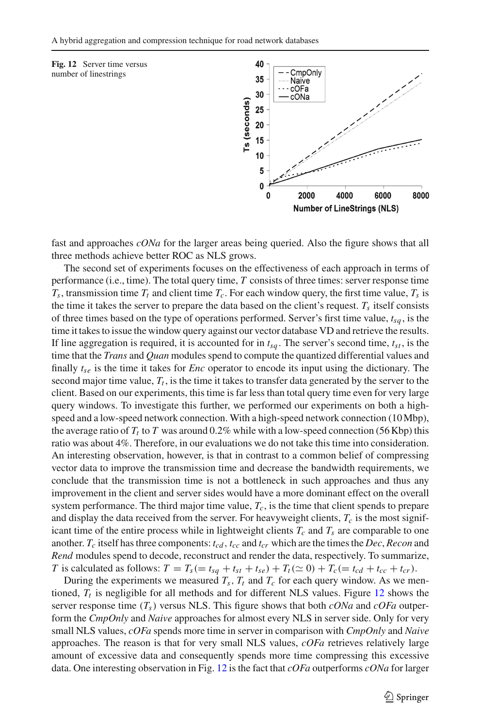**Fig. 12** Server time versus number of linestrings

fast and approaches *cONa* for the larger areas being queried. Also the figure shows that all three methods achieve better ROC as NLS grows.

The second set of experiments focuses on the effectiveness of each approach in terms of performance (i.e., time). The total query time, $T$ consists of three times: server response time $T_s$, transmission time $T_t$ and client time $T_c$. For each window query, the first time value, $T_s$ is the time it takes the server to prepare the data based on the client's request. $T_s$ itself consists of three times based on the type of operations performed. Server's first time value, $t_{sq}$, is the time it takes to issue the window query against our vector database VD and retrieve the results. If line aggregation is required, it is accounted for in $t_{sq}$. The server's second time, $t_{st}$, is the time that the *Trans* and *Quan* modules spend to compute the quantized differential values and finally $t_{se}$ is the time it takes for *Enc* operator to encode its input using the dictionary. The second major time value, $T_t$, is the time it takes to transfer data generated by the server to the client. Based on our experiments, this time is far less than total query time even for very large query windows. To investigate this further, we performed our experiments on both a high-speed and a low-speed network connection. With a high-speed network connection (10 Mbp), the average ratio of $T_t$ to $T$ was around 0.2% while with a low-speed connection (56 Kbp) this ratio was about 4%. Therefore, in our evaluations we do not take this time into consideration. An interesting observation, however, is that in contrast to a common belief of compressing vector data to improve the transmission time and decrease the bandwidth requirements, we conclude that the transmission time is not a bottleneck in such approaches and thus any improvement in the client and server sides would have a more dominant effect on the overall system performance. The third major time value, $T_c$, is the time that client spends to prepare and display the data received from the server. For heavyweight clients, $T_c$ is the most significant time of the entire process while in lightweight clients $T_c$ and $T_s$ are comparable to one another. $T_c$ itself has three components: $t_{cd}$, $t_{cc}$ and $t_{cr}$ which are the times the *Dec*, *Recon* and *Rend* modules spend to decode, reconstruct and render the data, respectively. To summarize, $T$ is calculated as follows: $T = T_s(= t_{sq} + t_{st} + t_{se}) + T_t(\simeq 0) + T_c(= t_{cd} + t_{cc} + t_{cr})$.

During the experiments we measured $T_s$, $T_t$ and $T_c$ for each query window. As we mentioned, $T_t$ is negligible for all methods and for different NLS values. Figure 12 shows the server response time ($T_s$) versus NLS. This figure shows that both *cONa* and *cOFa* outperform the *CmpOnly* and *Naive* approaches for almost every NLS in server side. Only for very small NLS values, *cOFa* spends more time in server in comparison with *CmpOnly* and *Naive* approaches. The reason is that for very small NLS values, *cOFa* retrieves relatively large amount of excessive data and consequently spends more time compressing this excessive data. One interesting observation in Fig. 12 is the fact that *cOFa* outperforms *cONa* for larger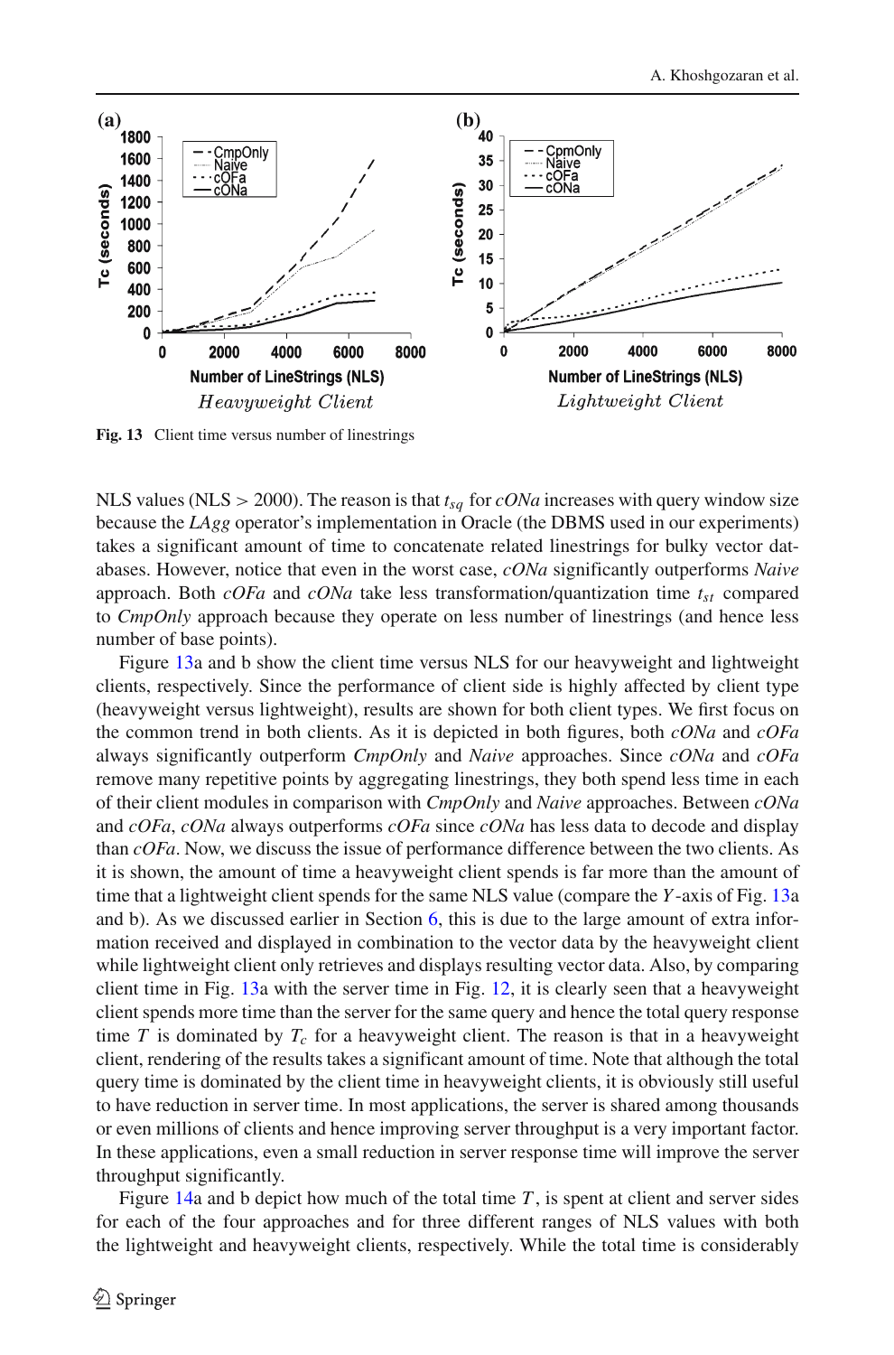(a)

1800
1600
1400
1200
1000
800
600
400
200
0

Tc (seconds)

CmpOnly
Naive
cOFa
cONa

0 2000 4000 6000 8000

Number of LineStrings (NLS)

*Heavyweight Client*

(b)

40
35
30
25
20
15
10
5
0

Tc (seconds)

CpmOnly
Naive
cOFa
cONa

0 2000 4000 6000 8000

Number of LineStrings (NLS)

*Lightweight Client*

**Fig. 13** Client time versus number of linestrings

NLS values (NLS > 2000). The reason is that $t_{sq}$ for *cONa* increases with query window size because the *LAgg* operator's implementation in Oracle (the DBMS used in our experiments) takes a significant amount of time to concatenate related linestrings for bulky vector databases. However, notice that even in the worst case, *cONa* significantly outperforms *Naive* approach. Both *cOFa* and *cONa* take less transformation/quantization time $t_{st}$ compared to *CmpOnly* approach because they operate on less number of linestrings (and hence less number of base points).

Figure 13a and b show the client time versus NLS for our heavyweight and lightweight clients, respectively. Since the performance of client side is highly affected by client type (heavyweight versus lightweight), results are shown for both client types. We first focus on the common trend in both clients. As it is depicted in both figures, both *cONa* and *cOFa* always significantly outperform *CmpOnly* and *Naive* approaches. Since *cONa* and *cOFa* remove many repetitive points by aggregating linestrings, they both spend less time in each of their client modules in comparison with *CmpOnly* and *Naive* approaches. Between *cONa* and *cOFa*, *cONa* always outperforms *cOFa* since *cONa* has less data to decode and display than *cOFa*. Now, we discuss the issue of performance difference between the two clients. As it is shown, the amount of time a heavyweight client spends is far more than the amount of time that a lightweight client spends for the same NLS value (compare the $Y$-axis of Fig. 13a and b). As we discussed earlier in Section 6, this is due to the large amount of extra information received and displayed in combination to the vector data by the heavyweight client while lightweight client only retrieves and displays resulting vector data. Also, by comparing client time in Fig. 13a with the server time in Fig. 12, it is clearly seen that a heavyweight client spends more time than the server for the same query and hence the total query response time $T$ is dominated by $T_c$ for a heavyweight client. The reason is that in a heavyweight client, rendering of the results takes a significant amount of time. Note that although the total query time is dominated by the client time in heavyweight clients, it is obviously still useful to have reduction in server time. In most applications, the server is shared among thousands or even millions of clients and hence improving server throughput is a very important factor. In these applications, even a small reduction in server response time will improve the server throughput significantly.

Figure 14a and b depict how much of the total time $T$, is spent at client and server sides for each of the four approaches and for three different ranges of NLS values with both the lightweight and heavyweight clients, respectively. While the total time is considerably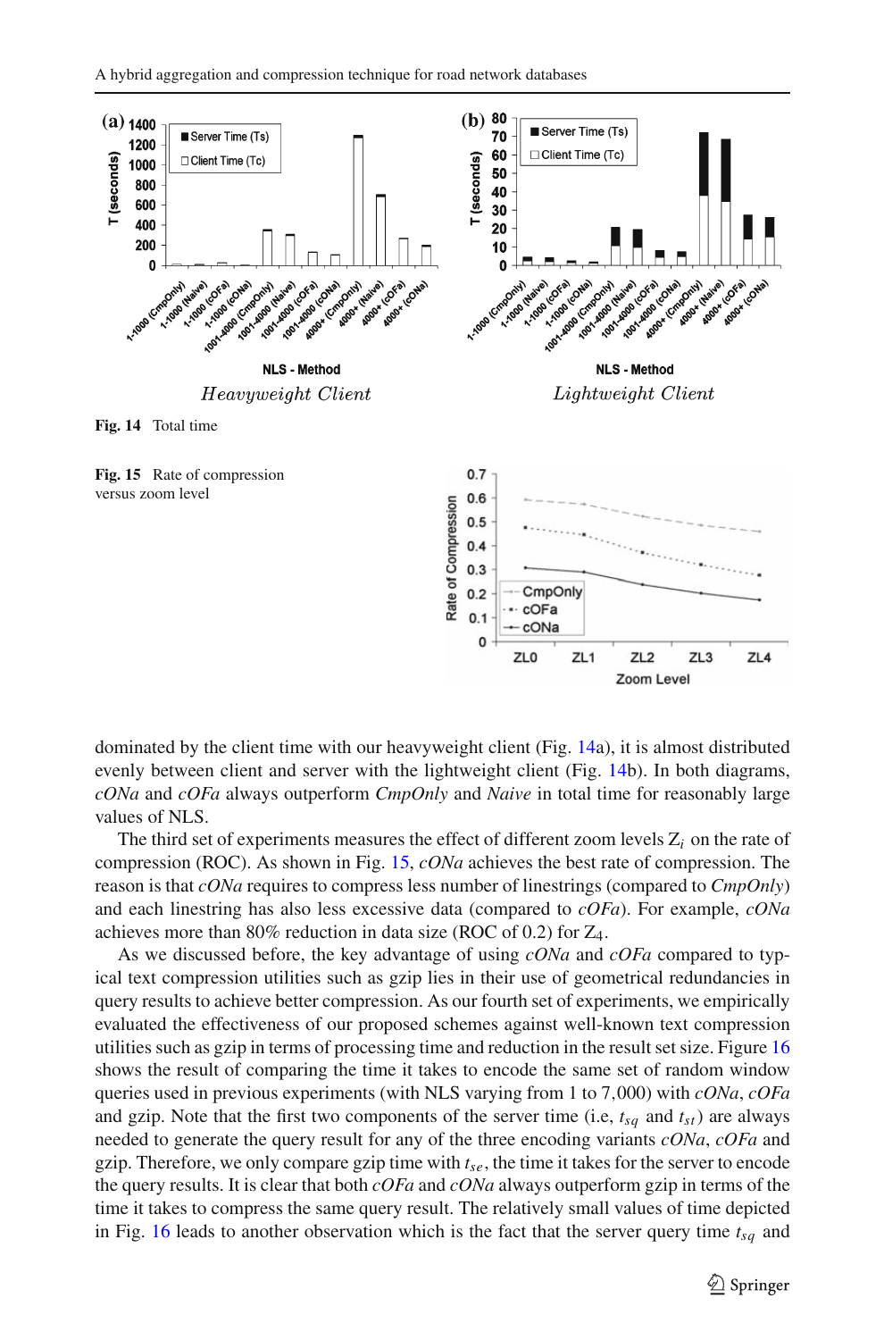**Fig. 14** Total time

**Fig. 15** Rate of compression versus zoom level

dominated by the client time with our heavyweight client (Fig. 14a), it is almost distributed evenly between client and server with the lightweight client (Fig. 14b). In both diagrams, *cONa* and *cOFa* always outperform *CmpOnly* and *Naive* in total time for reasonably large values of NLS.

The third set of experiments measures the effect of different zoom levels $Z_i$ on the rate of compression (ROC). As shown in Fig. 15, *cONa* achieves the best rate of compression. The reason is that *cONa* requires to compress less number of linestrings (compared to *CmpOnly*) and each linestring has also less excessive data (compared to *cOFa*). For example, *cONa* achieves more than 80% reduction in data size (ROC of 0.2) for $Z_4$.

As we discussed before, the key advantage of using *cONa* and *cOFa* compared to typical text compression utilities such as gzip lies in their use of geometrical redundancies in query results to achieve better compression. As our fourth set of experiments, we empirically evaluated the effectiveness of our proposed schemes against well-known text compression utilities such as gzip in terms of processing time and reduction in the result set size. Figure 16 shows the result of comparing the time it takes to encode the same set of random window queries used in previous experiments (with NLS varying from 1 to 7,000) with *cONa*, *cOFa* and gzip. Note that the first two components of the server time (i.e, $t_{sq}$ and $t_{st}$) are always needed to generate the query result for any of the three encoding variants *cONa*, *cOFa* and gzip. Therefore, we only compare gzip time with $t_{se}$, the time it takes for the server to encode the query results. It is clear that both *cOFa* and *cONa* always outperform gzip in terms of the time it takes to compress the same query result. The relatively small values of time depicted in Fig. 16 leads to another observation which is the fact that the server query time $t_{sq}$ and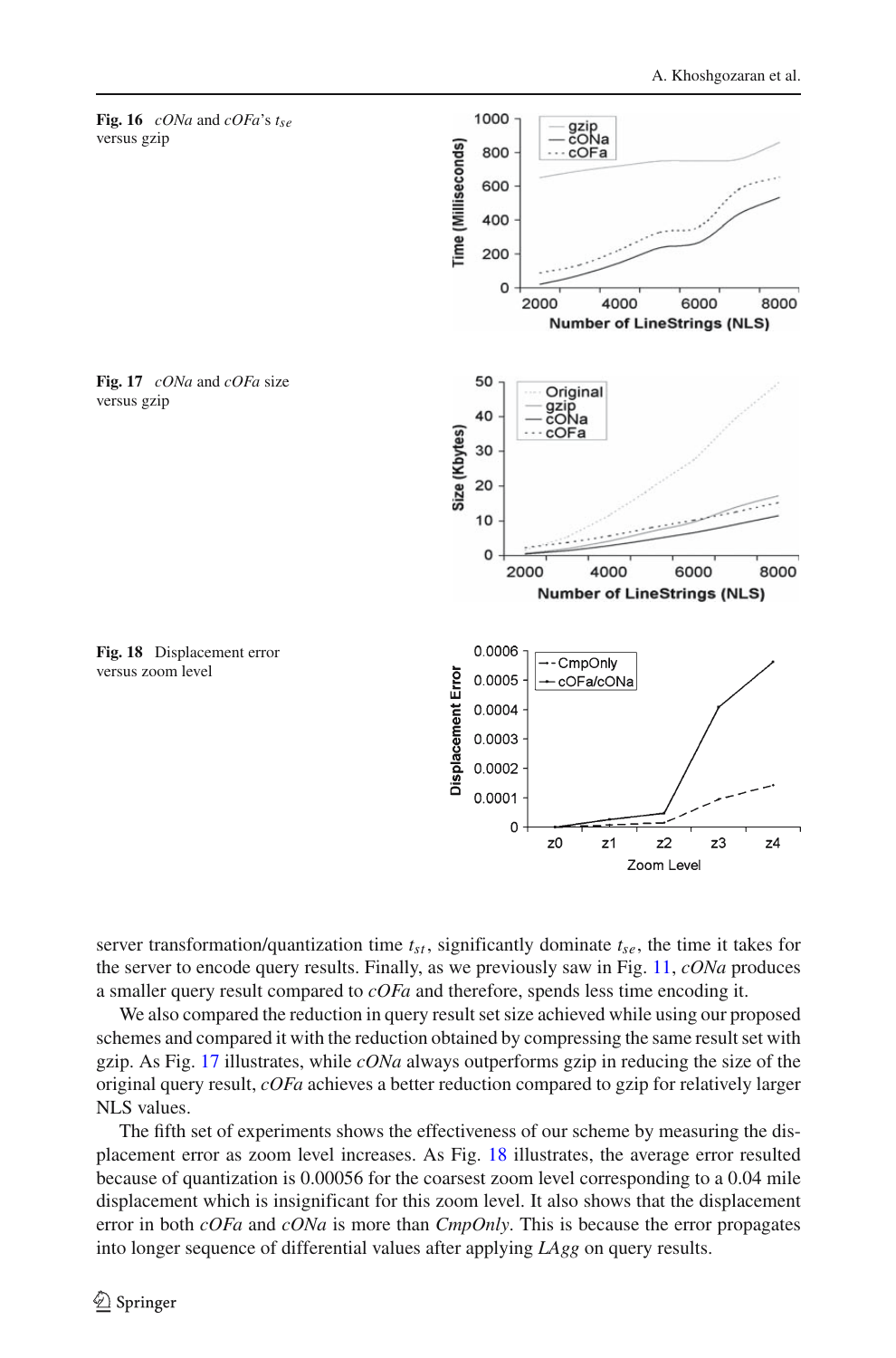**Fig. 16** *cONa* and *cOFa*'s $t_{se}$ versus gzip

**Fig. 17** *cONa* and *cOFa* size versus gzip

**Fig. 18** Displacement error versus zoom level

server transformation/quantization time $t_{st}$, significantly dominate $t_{se}$, the time it takes for the server to encode query results. Finally, as we previously saw in Fig. 11, *cONa* produces a smaller query result compared to *cOFa* and therefore, spends less time encoding it.

We also compared the reduction in query result set size achieved while using our proposed schemes and compared it with the reduction obtained by compressing the same result set with gzip. As Fig. 17 illustrates, while *cONa* always outperforms gzip in reducing the size of the original query result, *cOFa* achieves a better reduction compared to gzip for relatively larger NLS values.

The fifth set of experiments shows the effectiveness of our scheme by measuring the displacement error as zoom level increases. As Fig. 18 illustrates, the average error resulted because of quantization is 0.00056 for the coarsest zoom level corresponding to a 0.04 mile displacement which is insignificant for this zoom level. It also shows that the displacement error in both *cOFa* and *cONa* is more than *CmpOnly*. This is because the error propagates into longer sequence of differential values after applying *LAgg* on query results.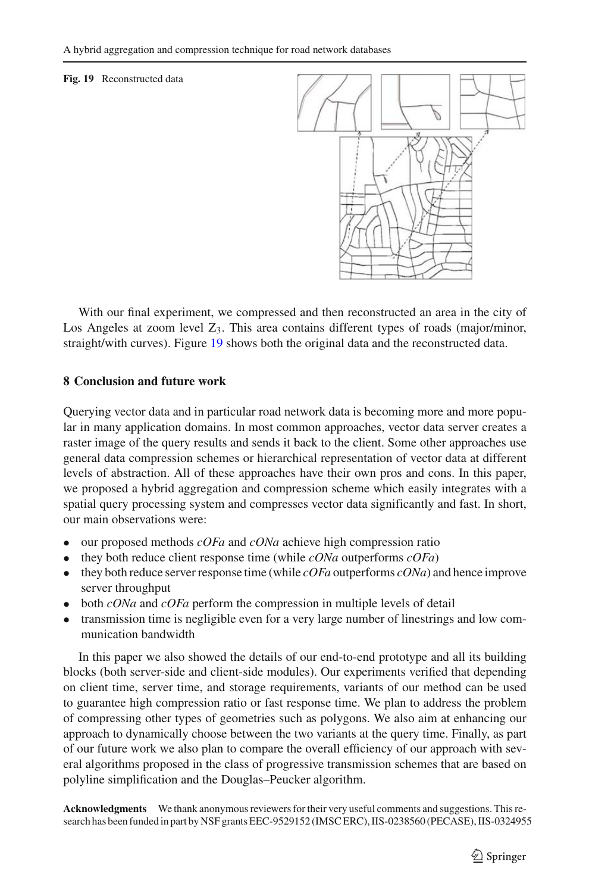**Fig. 19** Reconstructed data

With our final experiment, we compressed and then reconstructed an area in the city of Los Angeles at zoom level $Z_3$. This area contains different types of roads (major/minor, straight/with curves). Figure 19 shows both the original data and the reconstructed data.

## 8 Conclusion and future work

Querying vector data and in particular road network data is becoming more and more popular in many application domains. In most common approaches, vector data server creates a raster image of the query results and sends it back to the client. Some other approaches use general data compression schemes or hierarchical representation of vector data at different levels of abstraction. All of these approaches have their own pros and cons. In this paper, we proposed a hybrid aggregation and compression scheme which easily integrates with a spatial query processing system and compresses vector data significantly and fast. In short, our main observations were:

- our proposed methods *cOFa* and *cONa* achieve high compression ratio
- they both reduce client response time (while *cONa* outperforms *cOFa*)
- they both reduce server response time (while *cOFa* outperforms *cONa*) and hence improve server throughput
- both *cONa* and *cOFa* perform the compression in multiple levels of detail
- transmission time is negligible even for a very large number of linestrings and low communication bandwidth

In this paper we also showed the details of our end-to-end prototype and all its building blocks (both server-side and client-side modules). Our experiments verified that depending on client time, server time, and storage requirements, variants of our method can be used to guarantee high compression ratio or fast response time. We plan to address the problem of compressing other types of geometries such as polygons. We also aim at enhancing our approach to dynamically choose between the two variants at the query time. Finally, as part of our future work we also plan to compare the overall efficiency of our approach with several algorithms proposed in the class of progressive transmission schemes that are based on polyline simplification and the Douglas–Peucker algorithm.

**Acknowledgments** We thank anonymous reviewers for their very useful comments and suggestions. This research has been funded in part by NSF grants EEC-9529152 (IMSC ERC), IIS-0238560 (PECASE), IIS-0324955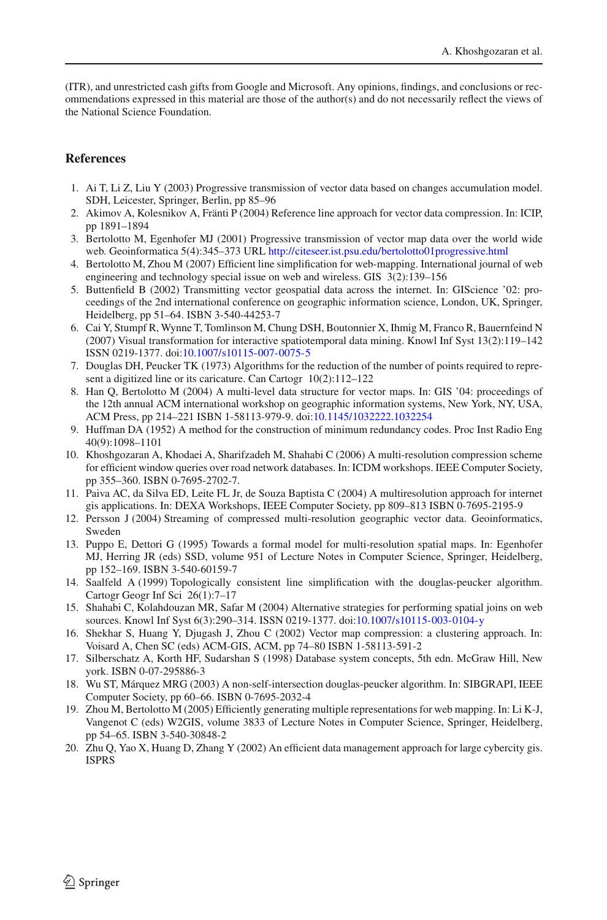(ITR), and unrestricted cash gifts from Google and Microsoft. Any opinions, findings, and conclusions or recommendations expressed in this material are those of the author(s) and do not necessarily reflect the views of the National Science Foundation.

## References

1. Ai T, Li Z, Liu Y (2003) Progressive transmission of vector data based on changes accumulation model. SDH, Leicester, Springer, Berlin, pp 85–96
2. Akimov A, Kolesnikov A, Fränti P (2004) Reference line approach for vector data compression. In: ICIP, pp 1891–1894
3. Bertolotto M, Egenhofer MJ (2001) Progressive transmission of vector map data over the world wide web. Geoinformatica 5(4):345–373 URL http://citeseer.ist.psu.edu/bertolotto01progressive.html
4. Bertolotto M, Zhou M (2007) Efficient line simplification for web-mapping. International journal of web engineering and technology special issue on web and wireless. GIS 3(2):139–156
5. Buttenfield B (2002) Transmitting vector geospatial data across the internet. In: GIScience '02: proceedings of the 2nd international conference on geographic information science, London, UK, Springer, Heidelberg, pp 51–64. ISBN 3-540-44253-7
6. Cai Y, Stumpf R, Wynne T, Tomlinson M, Chung DSH, Boutonnier X, Ihmig M, Franco R, Bauernfeind N (2007) Visual transformation for interactive spatiotemporal data mining. Knowl Inf Syst 13(2):119–142 ISSN 0219-1377. doi:10.1007/s10115-007-0075-5
7. Douglas DH, Peucker TK (1973) Algorithms for the reduction of the number of points required to represent a digitized line or its caricature. Can Cartogr 10(2):112–122
8. Han Q, Bertolotto M (2004) A multi-level data structure for vector maps. In: GIS '04: proceedings of the 12th annual ACM international workshop on geographic information systems, New York, NY, USA, ACM Press, pp 214–221 ISBN 1-58113-979-9. doi:10.1145/1032222.1032254
9. Huffman DA (1952) A method for the construction of minimum redundancy codes. Proc Inst Radio Eng 40(9):1098–1101
10. Khoshgozaran A, Khodaei A, Sharifzadeh M, Shahabi C (2006) A multi-resolution compression scheme for efficient window queries over road network databases. In: ICDM workshops. IEEE Computer Society, pp 355–360. ISBN 0-7695-2702-7.
11. Paiva AC, da Silva ED, Leite FL Jr, de Souza Baptista C (2004) A multiresolution approach for internet gis applications. In: DEXA Workshops, IEEE Computer Society, pp 809–813 ISBN 0-7695-2195-9
12. Persson J (2004) Streaming of compressed multi-resolution geographic vector data. Geoinformatics, Sweden
13. Puppo E, Dettori G (1995) Towards a formal model for multi-resolution spatial maps. In: Egenhofer MJ, Herring JR (eds) SSD, volume 951 of Lecture Notes in Computer Science, Springer, Heidelberg, pp 152–169. ISBN 3-540-60159-7
14. Saalfeld A (1999) Topologically consistent line simplification with the douglas-peucker algorithm. Cartogr Geogr Inf Sci 26(1):7–17
15. Shahabi C, Kolahdouzan MR, Safar M (2004) Alternative strategies for performing spatial joins on web sources. Knowl Inf Syst 6(3):290–314. ISSN 0219-1377. doi:10.1007/s10115-003-0104-y
16. Shekhar S, Huang Y, Djugash J, Zhou C (2002) Vector map compression: a clustering approach. In: Voisard A, Chen SC (eds) ACM-GIS, ACM, pp 74–80 ISBN 1-58113-591-2
17. Silberschatz A, Korth HF, Sudarshan S (1998) Database system concepts, 5th edn. McGraw Hill, New york. ISBN 0-07-295886-3
18. Wu ST, Márquez MRG (2003) A non-self-intersection douglas-peucker algorithm. In: SIBGRAPI, IEEE Computer Society, pp 60–66. ISBN 0-7695-2032-4
19. Zhou M, Bertolotto M (2005) Efficiently generating multiple representations for web mapping. In: Li K-J, Vangenot C (eds) W2GIS, volume 3833 of Lecture Notes in Computer Science, Springer, Heidelberg, pp 54–65. ISBN 3-540-30848-2
20. Zhu Q, Yao X, Huang D, Zhang Y (2002) An efficient data management approach for large cybercity gis. ISPRS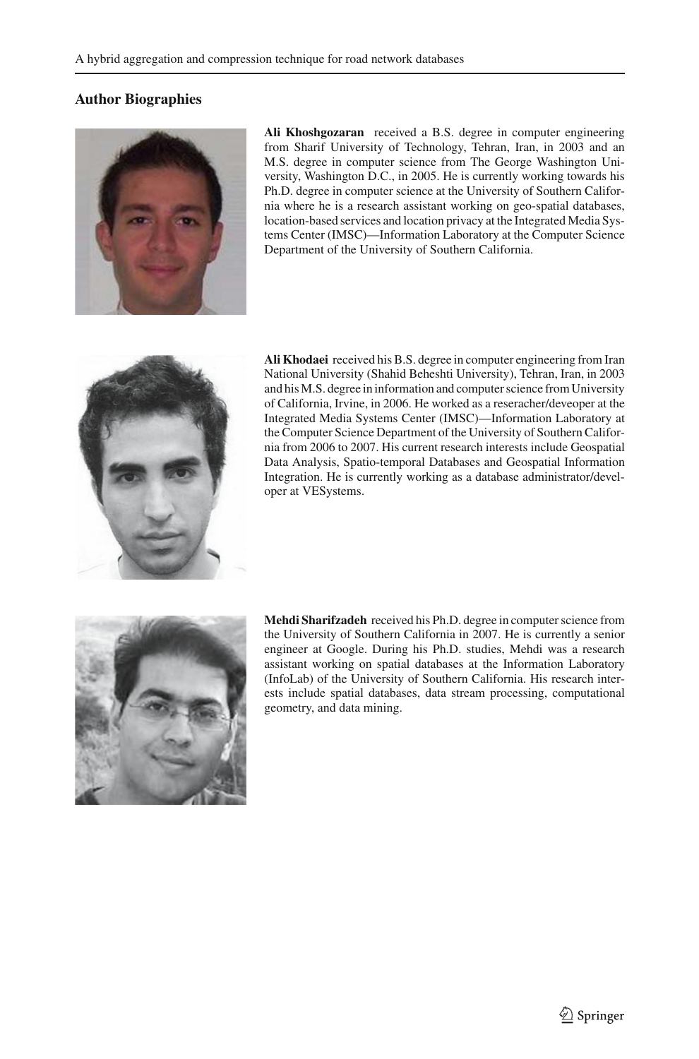## Author Biographies

**Ali Khoshgozaran** received a B.S. degree in computer engineering from Sharif University of Technology, Tehran, Iran, in 2003 and an M.S. degree in computer science from The George Washington University, Washington D.C., in 2005. He is currently working towards his Ph.D. degree in computer science at the University of Southern California where he is a research assistant working on geo-spatial databases, location-based services and location privacy at the Integrated Media Systems Center (IMSC)—Information Laboratory at the Computer Science Department of the University of Southern California.

**Ali Khodaei** received his B.S. degree in computer engineering from Iran National University (Shahid Beheshti University), Tehran, Iran, in 2003 and his M.S. degree in information and computer science from University of California, Irvine, in 2006. He worked as a reseracher/deveoper at the Integrated Media Systems Center (IMSC)—Information Laboratory at the Computer Science Department of the University of Southern California from 2006 to 2007. His current research interests include Geospatial Data Analysis, Spatio-temporal Databases and Geospatial Information Integration. He is currently working as a database administrator/developer at VESystems.

**Mehdi Sharifzadeh** received his Ph.D. degree in computer science from the University of Southern California in 2007. He is currently a senior engineer at Google. During his Ph.D. studies, Mehdi was a research assistant working on spatial databases at the Information Laboratory (InfoLab) of the University of Southern California. His research interests include spatial databases, data stream processing, computational geometry, and data mining.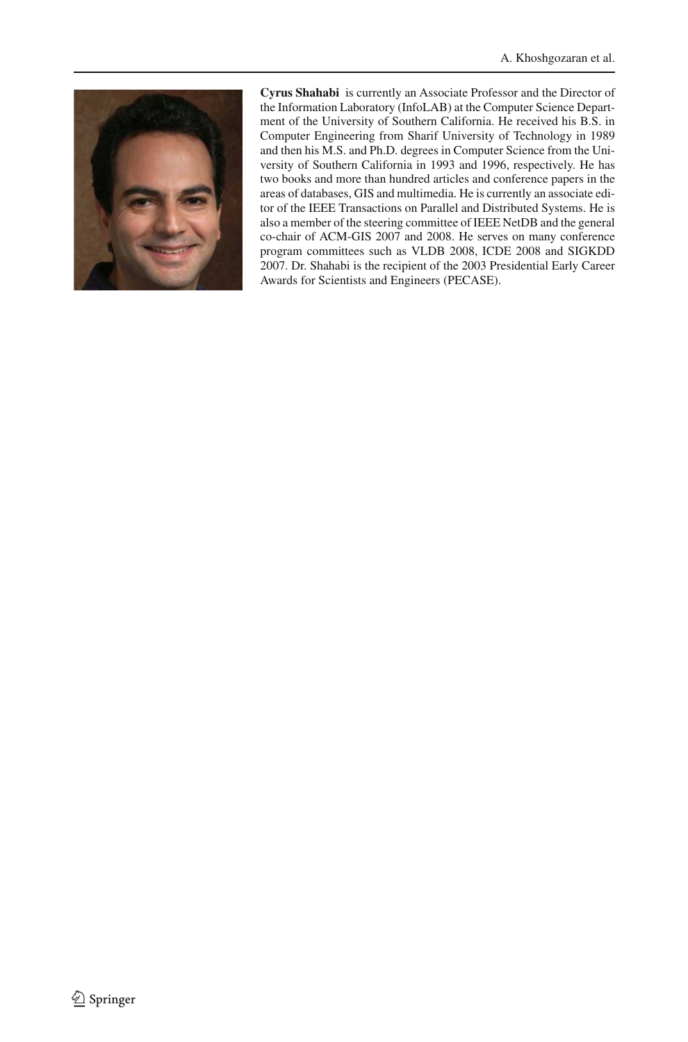**Cyrus Shahabi** is currently an Associate Professor and the Director of the Information Laboratory (InfoLAB) at the Computer Science Department of the University of Southern California. He received his B.S. in Computer Engineering from Sharif University of Technology in 1989 and then his M.S. and Ph.D. degrees in Computer Science from the University of Southern California in 1993 and 1996, respectively. He has two books and more than hundred articles and conference papers in the areas of databases, GIS and multimedia. He is currently an associate editor of the IEEE Transactions on Parallel and Distributed Systems. He is also a member of the steering committee of IEEE NetDB and the general co-chair of ACM-GIS 2007 and 2008. He serves on many conference program committees such as VLDB 2008, ICDE 2008 and SIGKDD 2007. Dr. Shahabi is the recipient of the 2003 Presidential Early Career Awards for Scientists and Engineers (PECASE).